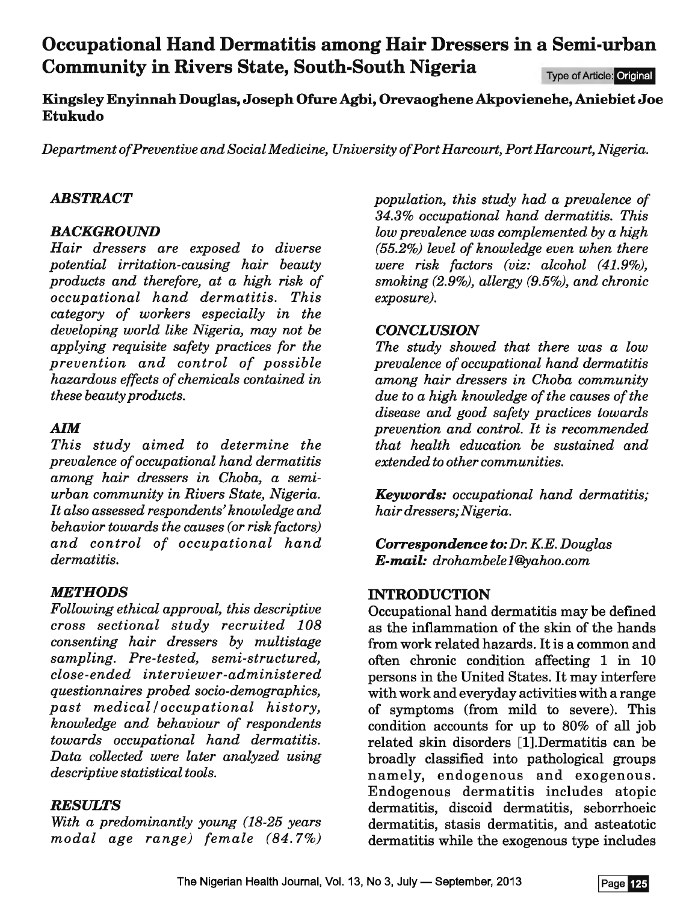# Occupational Hand Dermatitis among Hair Dressers in a Semi-urban Community in Rivers State, South-South Nigeria

Type of Article: Original

**Kingsley Enyinnah Douglas, Joseph Ofure Agbi, Orevaoghene Akpovienehe, Aniebiet Joe Etukudo**

*Department of Preventive and Social Medicine, University of Port Harcourt, Port Harcourt, Nigeria.*

## *ABSTRACT*

### *BACKGROUND*

*Hair dressers are exposed to diverse potential irritation-causing hair beauty products and therefore, at a high risk of occupational hand dermatitis. This category of workers especially in the developing world like Nigeria, may not be applying requisite safety practices for the prevention and control of possible hazardous effects of chemicals contained in these beauty products.*

### *AIM*

*This study aimed to determine the prevalence of occupational hand dermatitis among hair dressers in Choba, a semi-urban community in Rivers State, Nigeria. It also assessed respondents' knowledge and behavior towards the causes (or risk factors) and control of occupational hand dermatitis.*

### *METHODS*

*Following ethical approval, this descriptive cross sectional study recruited 108 consenting hair dressers by multistage sampling. Pre-tested, semi-structured, close-ended interviewer-administered questionnaires probed socio-demographics, past medical/occupational history, knowledge and behaviour of respondents towards occupational hand dermatitis. Data collected were later analyzed using descriptive statistical tools.*

### *RESULTS*

*With a predominantly young (18-25 years modal age range) female (84.7%) population, this study had a prevalence of 34.3% occupational hand dermatitis. This low prevalence was complemented by a high (55.2%) level of knowledge even when there were risk factors (viz: alcohol (41.9%), smoking (2.9%), allergy (9.5%), and chronic exposure).*

### *CONCLUSION*

*The study showed that there was a low prevalence of occupational hand dermatitis among hair dressers in Choba community due to a high knowledge of the causes of the disease and good safety practices towards prevention and control. It is recommended that health education be sustained and extended to other communities.*

***Keywords:*** *occupational hand dermatitis; hair dressers; Nigeria.*

***Correspondence to:*** *Dr. K.E. Douglas*
***E-mail:*** *drohambele1@yahoo.com*

## INTRODUCTION

Occupational hand dermatitis may be defined as the inflammation of the skin of the hands from work related hazards. It is a common and often chronic condition affecting 1 in 10 persons in the United States. It may interfere with work and everyday activities with a range of symptoms (from mild to severe). This condition accounts for up to 80% of all job related skin disorders [1]. Dermatitis can be broadly classified into pathological groups namely, endogenous and exogenous. Endogenous dermatitis includes atopic dermatitis, discoid dermatitis, seborrhoeic dermatitis, stasis dermatitis, and asteatotic dermatitis while the exogenous type includes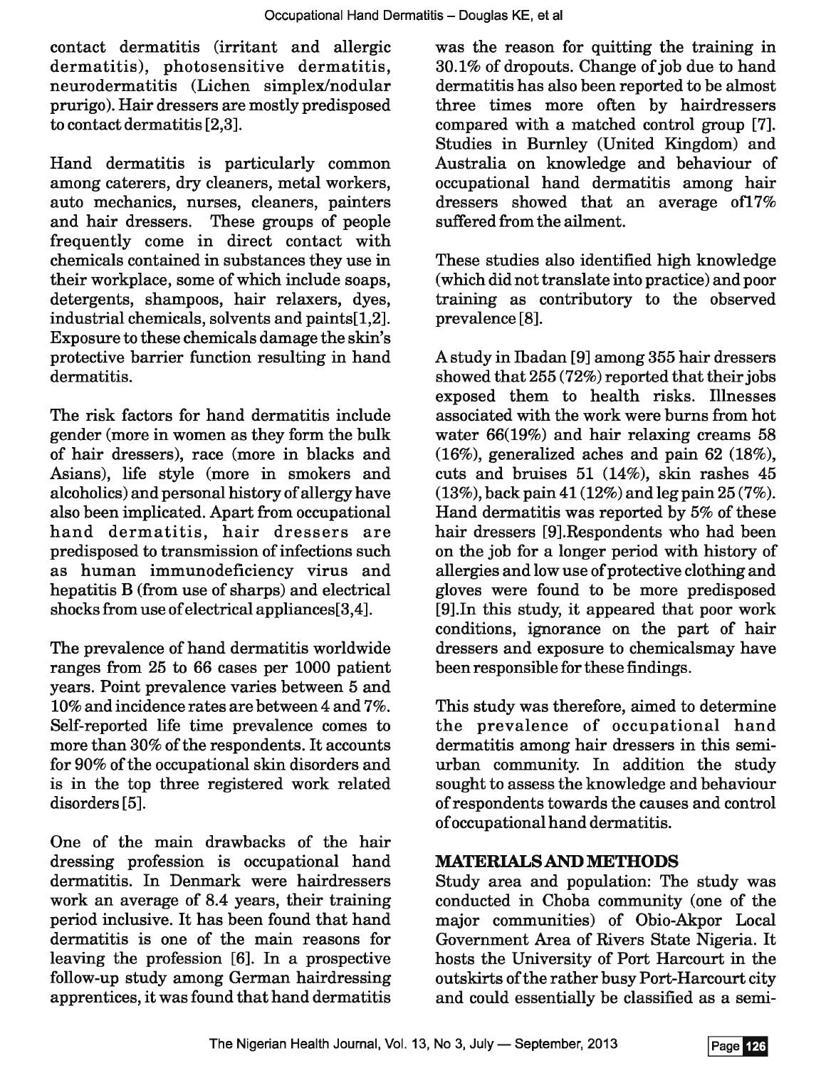contact dermatitis (irritant and allergic dermatitis), photosensitive dermatitis, neurodermatitis (Lichen simplex/nodular prurigo). Hair dressers are mostly predisposed to contact dermatitis [2,3].

Hand dermatitis is particularly common among caterers, dry cleaners, metal workers, auto mechanics, nurses, cleaners, painters and hair dressers. These groups of people frequently come in direct contact with chemicals contained in substances they use in their workplace, some of which include soaps, detergents, shampoos, hair relaxers, dyes, industrial chemicals, solvents and paints[1,2]. Exposure to these chemicals damage the skin's protective barrier function resulting in hand dermatitis.

The risk factors for hand dermatitis include gender (more in women as they form the bulk of hair dressers), race (more in blacks and Asians), life style (more in smokers and alcoholics) and personal history of allergy have also been implicated. Apart from occupational hand dermatitis, hair dressers are predisposed to transmission of infections such as human immunodeficiency virus and hepatitis B (from use of sharps) and electrical shocks from use of electrical appliances[3,4].

The prevalence of hand dermatitis worldwide ranges from 25 to 66 cases per 1000 patient years. Point prevalence varies between 5 and 10% and incidence rates are between 4 and 7%. Self-reported life time prevalence comes to more than 30% of the respondents. It accounts for 90% of the occupational skin disorders and is in the top three registered work related disorders [5].

One of the main drawbacks of the hair dressing profession is occupational hand dermatitis. In Denmark were hairdressers work an average of 8.4 years, their training period inclusive. It has been found that hand dermatitis is one of the main reasons for leaving the profession [6]. In a prospective follow-up study among German hairdressing apprentices, it was found that hand dermatitis was the reason for quitting the training in 30.1% of dropouts. Change of job due to hand dermatitis has also been reported to be almost three times more often by hairdressers compared with a matched control group [7]. Studies in Burnley (United Kingdom) and Australia on knowledge and behaviour of occupational hand dermatitis among hair dressers showed that an average of17% suffered from the ailment.

These studies also identified high knowledge (which did not translate into practice) and poor training as contributory to the observed prevalence [8].

A study in Ibadan [9] among 355 hair dressers showed that 255 (72%) reported that their jobs exposed them to health risks. Illnesses associated with the work were burns from hot water 66(19%) and hair relaxing creams 58 (16%), generalized aches and pain 62 (18%), cuts and bruises 51 (14%), skin rashes 45 (13%), back pain 41 (12%) and leg pain 25 (7%). Hand dermatitis was reported by 5% of these hair dressers [9].Respondents who had been on the job for a longer period with history of allergies and low use of protective clothing and gloves were found to be more predisposed [9].In this study, it appeared that poor work conditions, ignorance on the part of hair dressers and exposure to chemicalsmay have been responsible for these findings.

This study was therefore, aimed to determine the prevalence of occupational hand dermatitis among hair dressers in this semi-urban community. In addition the study sought to assess the knowledge and behaviour of respondents towards the causes and control of occupational hand dermatitis.

## MATERIALS AND METHODS

Study area and population: The study was conducted in Choba community (one of the major communities) of Obio-Akpor Local Government Area of Rivers State Nigeria. It hosts the University of Port Harcourt in the outskirts of the rather busy Port-Harcourt city and could essentially be classified as a semi-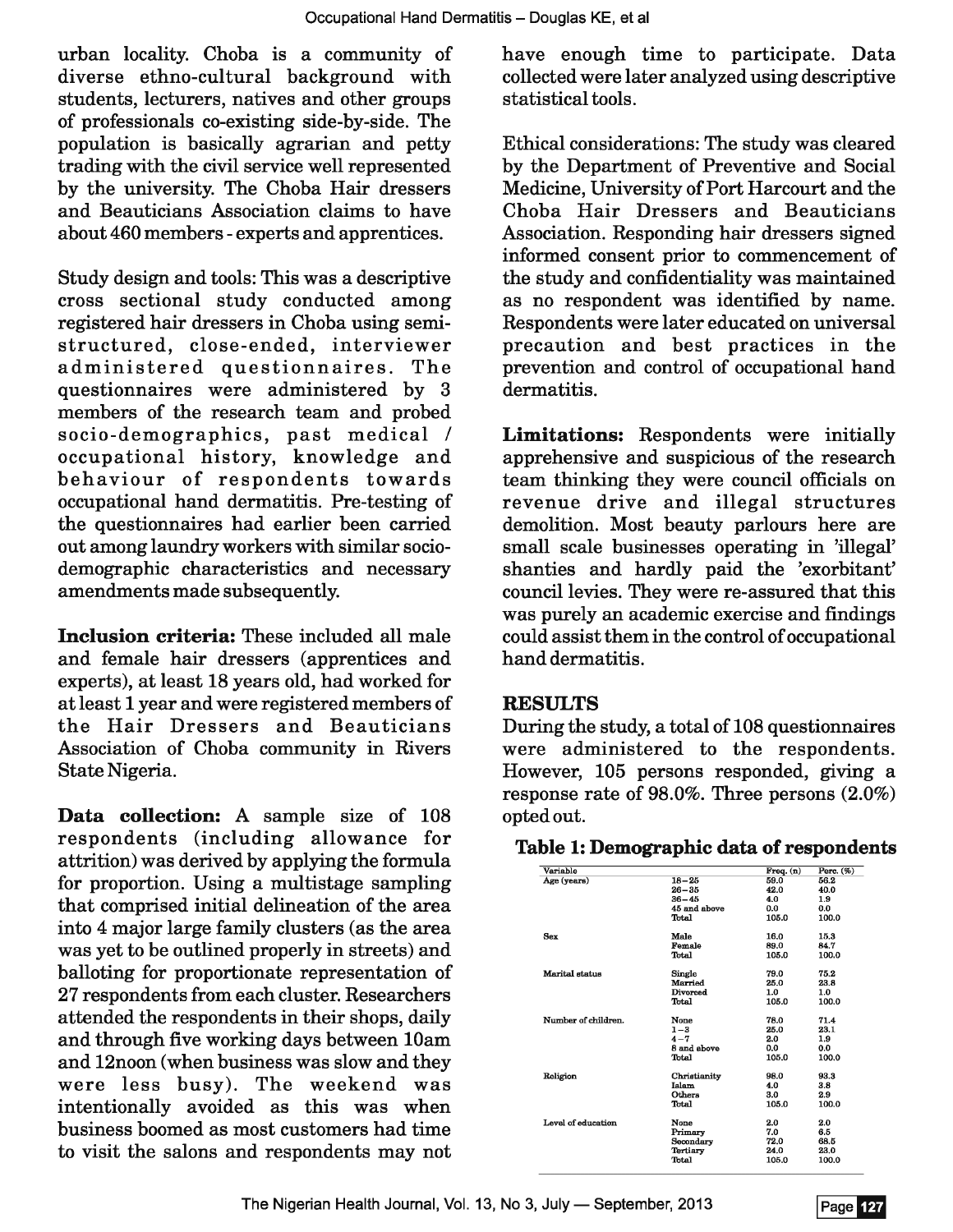urban locality. Choba is a community of diverse ethno-cultural background with students, lecturers, natives and other groups of professionals co-existing side-by-side. The population is basically agrarian and petty trading with the civil service well represented by the university. The Choba Hair dressers and Beauticians Association claims to have about 460 members - experts and apprentices.

Study design and tools: This was a descriptive cross sectional study conducted among registered hair dressers in Choba using semi-structured, close-ended, interviewer administered questionnaires. The questionnaires were administered by 3 members of the research team and probed socio-demographics, past medical / occupational history, knowledge and behaviour of respondents towards occupational hand dermatitis. Pre-testing of the questionnaires had earlier been carried out among laundry workers with similar socio-demographic characteristics and necessary amendments made subsequently.

**Inclusion criteria:** These included all male and female hair dressers (apprentices and experts), at least 18 years old, had worked for at least 1 year and were registered members of the Hair Dressers and Beauticians Association of Choba community in Rivers State Nigeria.

**Data collection:** A sample size of 108 respondents (including allowance for attrition) was derived by applying the formula for proportion. Using a multistage sampling that comprised initial delineation of the area into 4 major large family clusters (as the area was yet to be outlined properly in streets) and balloting for proportionate representation of 27 respondents from each cluster. Researchers attended the respondents in their shops, daily and through five working days between 10am and 12noon (when business was slow and they were less busy). The weekend was intentionally avoided as this was when business boomed as most customers had time to visit the salons and respondents may not have enough time to participate. Data collected were later analyzed using descriptive statistical tools.

Ethical considerations: The study was cleared by the Department of Preventive and Social Medicine, University of Port Harcourt and the Choba Hair Dressers and Beauticians Association. Responding hair dressers signed informed consent prior to commencement of the study and confidentiality was maintained as no respondent was identified by name. Respondents were later educated on universal precaution and best practices in the prevention and control of occupational hand dermatitis.

**Limitations:** Respondents were initially apprehensive and suspicious of the research team thinking they were council officials on revenue drive and illegal structures demolition. Most beauty parlours here are small scale businesses operating in 'illegal' shanties and hardly paid the 'exorbitant' council levies. They were re-assured that this was purely an academic exercise and findings could assist them in the control of occupational hand dermatitis.

## RESULTS

During the study, a total of 108 questionnaires were administered to the respondents. However, 105 persons responded, giving a response rate of 98.0%. Three persons (2.0%) opted out.

**Table 1: Demographic data of respondents**

| Variable | | Freq. (n) | Perc. (%) |
|---|---|---|---|
| Age (years) | 18 – 25 | 59.0 | 56.2 |
| | 26 – 35 | 42.0 | 40.0 |
| | 36 – 45 | 4.0 | 1.9 |
| | 45 and above | 0.0 | 0.0 |
| | Total | 105.0 | 100.0 |
| Sex | Male | 16.0 | 15.3 |
| | Female | 89.0 | 84.7 |
| | Total | 105.0 | 100.0 |
| Marital status | Single | 79.0 | 75.2 |
| | Married | 25.0 | 23.8 |
| | Divorced | 1.0 | 1.0 |
| | Total | 105.0 | 100.0 |
| Number of children. | None | 78.0 | 71.4 |
| | 1 – 3 | 25.0 | 23.1 |
| | 4 – 7 | 2.0 | 1.9 |
| | 8 and above | 0.0 | 0.0 |
| | Total | 105.0 | 100.0 |
| Religion | Christianity | 98.0 | 93.3 |
| | Islam | 4.0 | 3.8 |
| | Others | 3.0 | 2.9 |
| | Total | 105.0 | 100.0 |
| Level of education | None | 2.0 | 2.0 |
| | Primary | 7.0 | 6.5 |
| | Secondary | 72.0 | 68.5 |
| | Tertiary | 24.0 | 23.0 |
| | Total | 105.0 | 100.0 |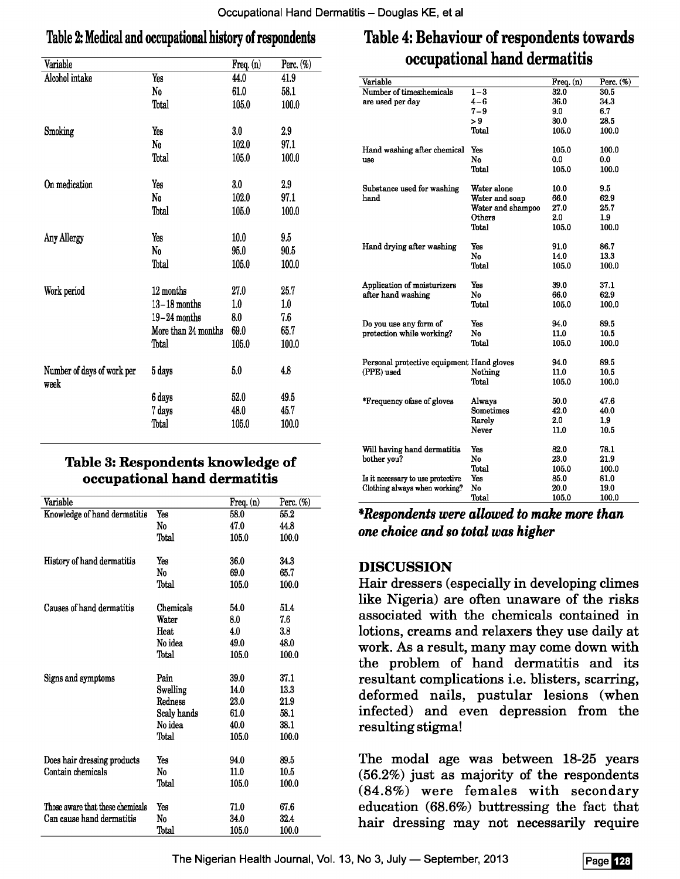## Table 2: Medical and occupational history of respondents

| Variable | | Freq. (n) | Perc. (%) |
|---|---|---|---|
| Alcohol intake | Yes | 44.0 | 41.9 |
| | No | 61.0 | 58.1 |
| | Total | 105.0 | 100.0 |
| Smoking | Yes | 3.0 | 2.9 |
| | No | 102.0 | 97.1 |
| | Total | 105.0 | 100.0 |
| On medication | Yes | 3.0 | 2.9 |
| | No | 102.0 | 97.1 |
| | Total | 105.0 | 100.0 |
| Any Allergy | Yes | 10.0 | 9.5 |
| | No | 95.0 | 90.5 |
| | Total | 105.0 | 100.0 |
| Work period | 12 months | 27.0 | 25.7 |
| | 13–18 months | 1.0 | 1.0 |
| | 19–24 months | 8.0 | 7.6 |
| | More than 24 months | 69.0 | 65.7 |
| | Total | 105.0 | 100.0 |
| Number of days of work per week | 5 days | 5.0 | 4.8 |
| | 6 days | 52.0 | 49.5 |
| | 7 days | 48.0 | 45.7 |
| | Total | 105.0 | 100.0 |

## Table 3: Respondents knowledge of occupational hand dermatitis

| Variable | | Freq. (n) | Perc. (%) |
|---|---|---|---|
| Knowledge of hand dermatitis | Yes | 58.0 | 55.2 |
| | No | 47.0 | 44.8 |
| | Total | 105.0 | 100.0 |
| History of hand dermatitis | Yes | 36.0 | 34.3 |
| | No | 69.0 | 65.7 |
| | Total | 105.0 | 100.0 |
| Causes of hand dermatitis | Chemicals | 54.0 | 51.4 |
| | Water | 8.0 | 7.6 |
| | Heat | 4.0 | 3.8 |
| | No idea | 49.0 | 48.0 |
| | Total | 105.0 | 100.0 |
| Signs and symptoms | Pain | 39.0 | 37.1 |
| | Swelling | 14.0 | 13.3 |
| | Redness | 23.0 | 21.9 |
| | Scaly hands | 61.0 | 58.1 |
| | No idea | 40.0 | 38.1 |
| | Total | 105.0 | 100.0 |
| Does hair dressing products Contain chemicals | Yes | 94.0 | 89.5 |
| | No | 11.0 | 10.5 |
| | Total | 105.0 | 100.0 |
| Those aware that these chemicals Can cause hand dermatitis | Yes | 71.0 | 67.6 |
| | No | 34.0 | 32.4 |
| | Total | 105.0 | 100.0 |

## Table 4: Behaviour of respondents towards occupational hand dermatitis

| Variable | | Freq. (n) | Perc. (%) |
|---|---|---|---|
| Number of timeschemicals are used per day | 1 – 3 | 32.0 | 30.5 |
| | 4 – 6 | 36.0 | 34.3 |
| | 7 – 9 | 9.0 | 6.7 |
| | > 9 | 30.0 | 28.5 |
| | Total | 105.0 | 100.0 |
| Hand washing after chemical use | Yes | 105.0 | 100.0 |
| | No | 0.0 | 0.0 |
| | Total | 105.0 | 100.0 |
| Substance used for washing hand | Water alone | 10.0 | 9.5 |
| | Water and soap | 66.0 | 62.9 |
| | Water and shampoo | 27.0 | 25.7 |
| | Others | 2.0 | 1.9 |
| | Total | 105.0 | 100.0 |
| Hand drying after washing | Yes | 91.0 | 86.7 |
| | No | 14.0 | 13.3 |
| | Total | 105.0 | 100.0 |
| Application of moisturizers after hand washing | Yes | 39.0 | 37.1 |
| | No | 66.0 | 62.9 |
| | Total | 105.0 | 100.0 |
| Do you use any form of protection while working? | Yes | 94.0 | 89.5 |
| | No | 11.0 | 10.5 |
| | Total | 105.0 | 100.0 |
| Personal protective equipment (PPE) used | Hand gloves | 94.0 | 89.5 |
| | Nothing | 11.0 | 10.5 |
| | Total | 105.0 | 100.0 |
| *Frequency ofuse of gloves | Always | 50.0 | 47.6 |
| | Sometimes | 42.0 | 40.0 |
| | Rarely | 2.0 | 1.9 |
| | Never | 11.0 | 10.5 |
| Will having hand dermatitis bother you? | Yes | 82.0 | 78.1 |
| | No | 23.0 | 21.9 |
| | Total | 105.0 | 100.0 |
| Is it necessary to use protective Clothing always when working? | Yes | 85.0 | 81.0 |
| | No | 20.0 | 19.0 |
| | Total | 105.0 | 100.0 |

***Respondents were allowed to make more than one choice and so total was higher***

## DISCUSSION

Hair dressers (especially in developing climes like Nigeria) are often unaware of the risks associated with the chemicals contained in lotions, creams and relaxers they use daily at work. As a result, many may come down with the problem of hand dermatitis and its resultant complications i.e. blisters, scarring, deformed nails, pustular lesions (when infected) and even depression from the resulting stigma!

The modal age was between 18-25 years (56.2%) just as majority of the respondents (84.8%) were females with secondary education (68.6%) buttressing the fact that hair dressing may not necessarily require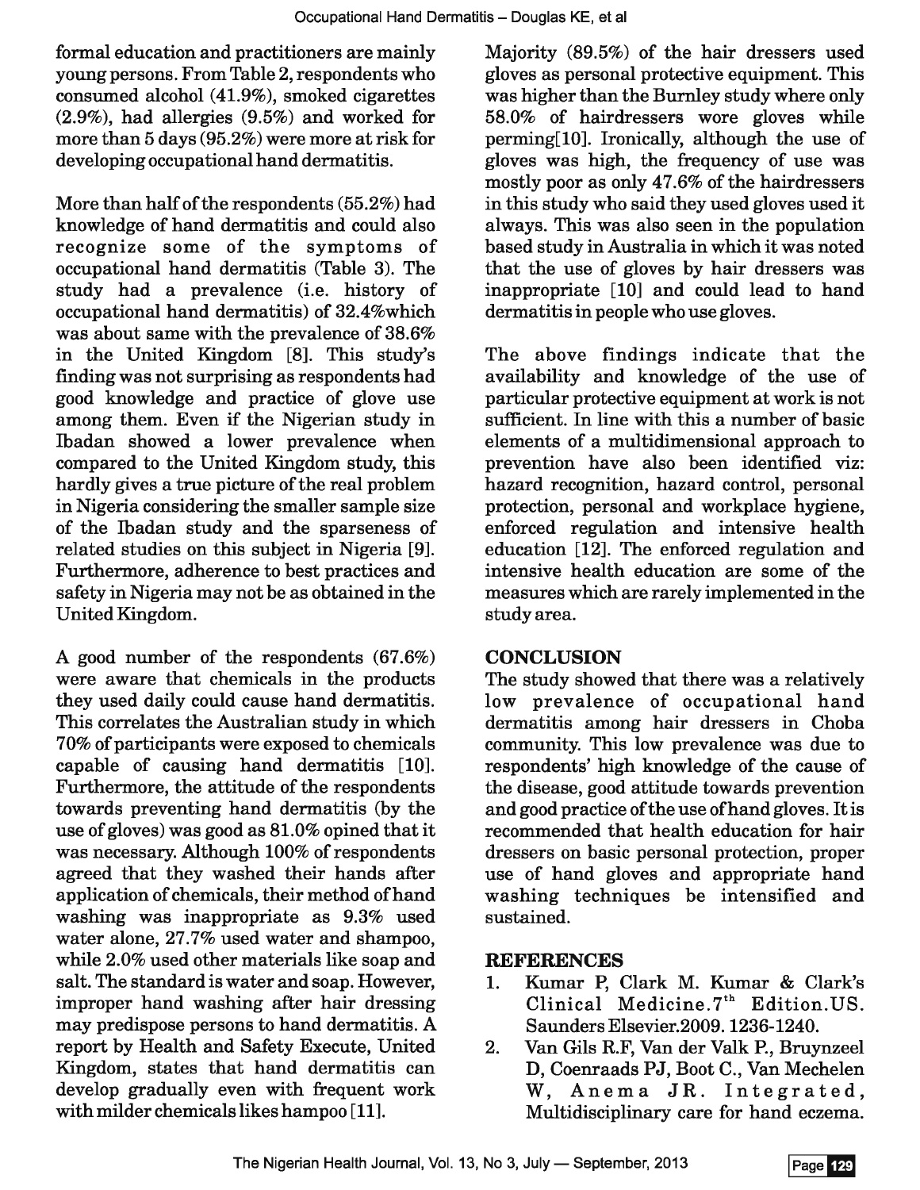formal education and practitioners are mainly young persons. From Table 2, respondents who consumed alcohol (41.9%), smoked cigarettes (2.9%), had allergies (9.5%) and worked for more than 5 days (95.2%) were more at risk for developing occupational hand dermatitis.

More than half of the respondents (55.2%) had knowledge of hand dermatitis and could also recognize some of the symptoms of occupational hand dermatitis (Table 3). The study had a prevalence (i.e. history of occupational hand dermatitis) of 32.4%which was about same with the prevalence of 38.6% in the United Kingdom [8]. This study's finding was not surprising as respondents had good knowledge and practice of glove use among them. Even if the Nigerian study in Ibadan showed a lower prevalence when compared to the United Kingdom study, this hardly gives a true picture of the real problem in Nigeria considering the smaller sample size of the Ibadan study and the sparseness of related studies on this subject in Nigeria [9]. Furthermore, adherence to best practices and safety in Nigeria may not be as obtained in the United Kingdom.

A good number of the respondents (67.6%) were aware that chemicals in the products they used daily could cause hand dermatitis. This correlates the Australian study in which 70% of participants were exposed to chemicals capable of causing hand dermatitis [10]. Furthermore, the attitude of the respondents towards preventing hand dermatitis (by the use of gloves) was good as 81.0% opined that it was necessary. Although 100% of respondents agreed that they washed their hands after application of chemicals, their method of hand washing was inappropriate as 9.3% used water alone, 27.7% used water and shampoo, while 2.0% used other materials like soap and salt. The standard is water and soap. However, improper hand washing after hair dressing may predispose persons to hand dermatitis. A report by Health and Safety Execute, United Kingdom, states that hand dermatitis can develop gradually even with frequent work with milder chemicals likes hampoo [11].

Majority (89.5%) of the hair dressers used gloves as personal protective equipment. This was higher than the Burnley study where only 58.0% of hairdressers wore gloves while perming[10]. Ironically, although the use of gloves was high, the frequency of use was mostly poor as only 47.6% of the hairdressers in this study who said they used gloves used it always. This was also seen in the population based study in Australia in which it was noted that the use of gloves by hair dressers was inappropriate [10] and could lead to hand dermatitis in people who use gloves.

The above findings indicate that the availability and knowledge of the use of particular protective equipment at work is not sufficient. In line with this a number of basic elements of a multidimensional approach to prevention have also been identified viz: hazard recognition, hazard control, personal protection, personal and workplace hygiene, enforced regulation and intensive health education [12]. The enforced regulation and intensive health education are some of the measures which are rarely implemented in the study area.

## CONCLUSION

The study showed that there was a relatively low prevalence of occupational hand dermatitis among hair dressers in Choba community. This low prevalence was due to respondents' high knowledge of the cause of the disease, good attitude towards prevention and good practice of the use of hand gloves. It is recommended that health education for hair dressers on basic personal protection, proper use of hand gloves and appropriate hand washing techniques be intensified and sustained.

## REFERENCES

1. Kumar P, Clark M. Kumar & Clark's Clinical Medicine.7th Edition.US. Saunders Elsevier.2009. 1236-1240.
2. Van Gils R.F, Van der Valk P., Bruynzeel D, Coenraads PJ, Boot C., Van Mechelen W, Anema JR. Integrated, Multidisciplinary care for hand eczema.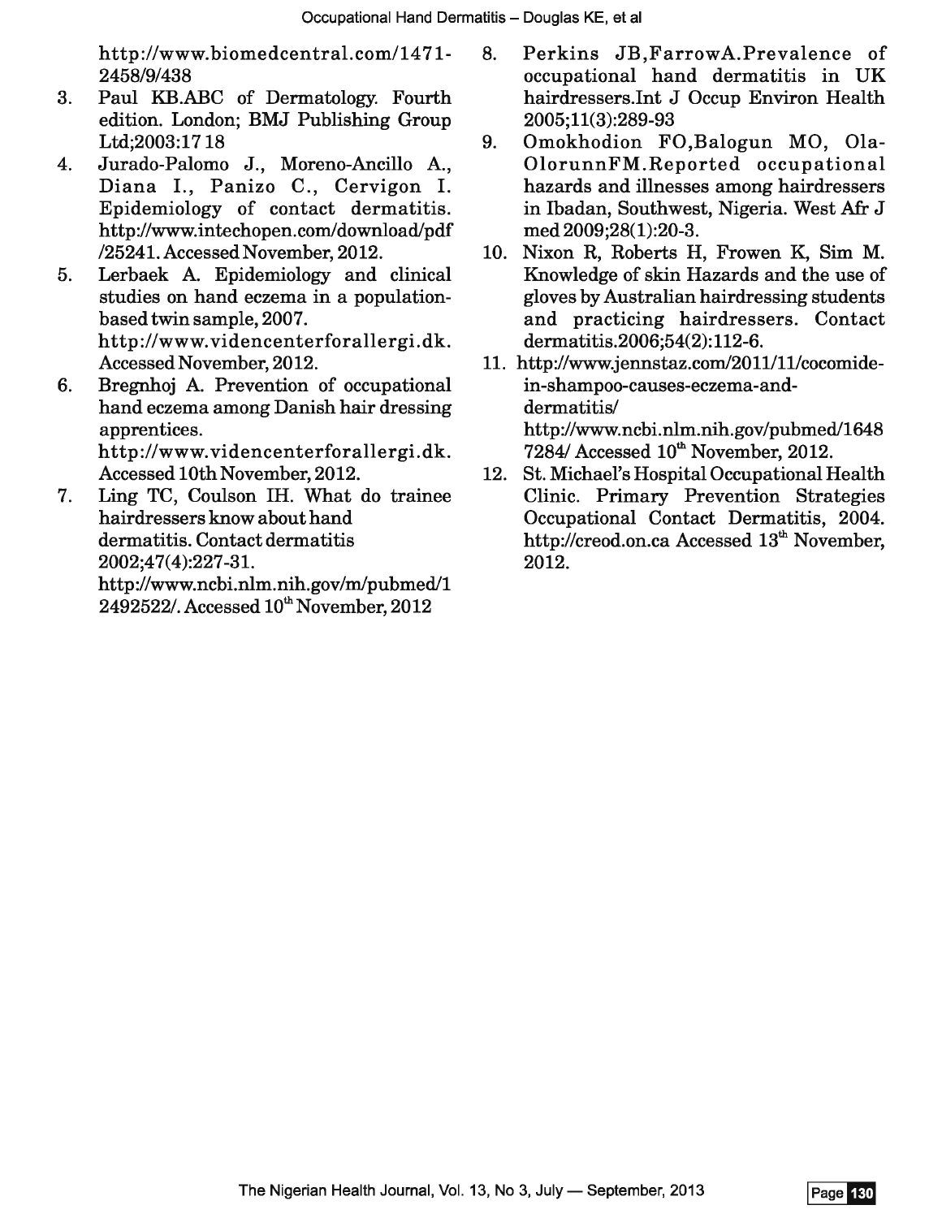http://www.biomedcentral.com/1471-2458/9/438

3. Paul KB.ABC of Dermatology. Fourth edition. London; BMJ Publishing Group Ltd;2003:17 18
4. Jurado-Palomo J., Moreno-Ancillo A., Diana I., Panizo C., Cervigon I. Epidemiology of contact dermatitis. http://www.intechopen.com/download/pdf/25241. Accessed November, 2012.
5. Lerbaek A. Epidemiology and clinical studies on hand eczema in a population-based twin sample, 2007. http://www.videncenterforallergi.dk. Accessed November, 2012.
6. Bregnhoj A. Prevention of occupational hand eczema among Danish hair dressing apprentices. http://www.videncenterforallergi.dk. Accessed 10th November, 2012.
7. Ling TC, Coulson IH. What do trainee hairdressers know about hand dermatitis. Contact dermatitis 2002;47(4):227-31. http://www.ncbi.nlm.nih.gov/m/pubmed/12492522/. Accessed 10th November, 2012
8. Perkins JB,FarrowA.Prevalence of occupational hand dermatitis in UK hairdressers.Int J Occup Environ Health 2005;11(3):289-93
9. Omokhodion FO,Balogun MO, Ola-OlorunnFM.Reported occupational hazards and illnesses among hairdressers in Ibadan, Southwest, Nigeria. West Afr J med 2009;28(1):20-3.
10. Nixon R, Roberts H, Frowen K, Sim M. Knowledge of skin Hazards and the use of gloves by Australian hairdressing students and practicing hairdressers. Contact dermatitis.2006;54(2):112-6.
11. http://www.jennstaz.com/2011/11/cocomide-in-shampoo-causes-eczema-and-dermatitis/ http://www.ncbi.nlm.nih.gov/pubmed/16487284/ Accessed 10th November, 2012.
12. St. Michael's Hospital Occupational Health Clinic. Primary Prevention Strategies Occupational Contact Dermatitis, 2004. http://creod.on.ca Accessed 13th November, 2012.